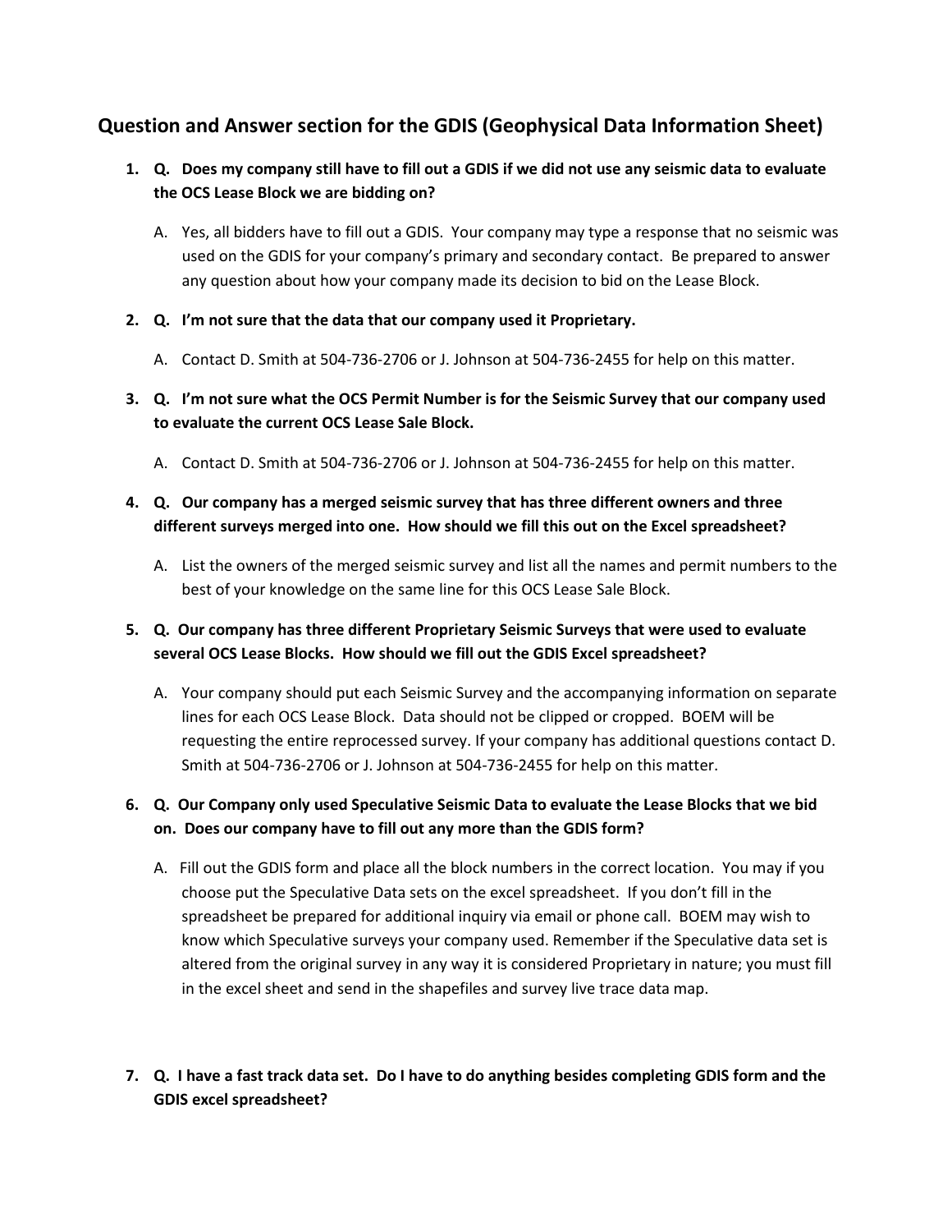## Question and Answer section for the GDIS (Geophysical Data Information Sheet)

1. **Q. Does my company still have to fill out a GDIS if we did not use any seismic data to evaluate the OCS Lease Block we are bidding on?**

   A. Yes, all bidders have to fill out a GDIS. Your company may type a response that no seismic was used on the GDIS for your company's primary and secondary contact. Be prepared to answer any question about how your company made its decision to bid on the Lease Block.

2. **Q. I'm not sure that the data that our company used it Proprietary.**

   A. Contact D. Smith at 504-736-2706 or J. Johnson at 504-736-2455 for help on this matter.

3. **Q. I'm not sure what the OCS Permit Number is for the Seismic Survey that our company used to evaluate the current OCS Lease Sale Block.**

   A. Contact D. Smith at 504-736-2706 or J. Johnson at 504-736-2455 for help on this matter.

4. **Q. Our company has a merged seismic survey that has three different owners and three different surveys merged into one. How should we fill this out on the Excel spreadsheet?**

   A. List the owners of the merged seismic survey and list all the names and permit numbers to the best of your knowledge on the same line for this OCS Lease Sale Block.

5. **Q. Our company has three different Proprietary Seismic Surveys that were used to evaluate several OCS Lease Blocks. How should we fill out the GDIS Excel spreadsheet?**

   A. Your company should put each Seismic Survey and the accompanying information on separate lines for each OCS Lease Block. Data should not be clipped or cropped. BOEM will be requesting the entire reprocessed survey. If your company has additional questions contact D. Smith at 504-736-2706 or J. Johnson at 504-736-2455 for help on this matter.

6. **Q. Our Company only used Speculative Seismic Data to evaluate the Lease Blocks that we bid on. Does our company have to fill out any more than the GDIS form?**

   A. Fill out the GDIS form and place all the block numbers in the correct location. You may if you choose put the Speculative Data sets on the excel spreadsheet. If you don't fill in the spreadsheet be prepared for additional inquiry via email or phone call. BOEM may wish to know which Speculative surveys your company used. Remember if the Speculative data set is altered from the original survey in any way it is considered Proprietary in nature; you must fill in the excel sheet and send in the shapefiles and survey live trace data map.

7. **Q. I have a fast track data set. Do I have to do anything besides completing GDIS form and the GDIS excel spreadsheet?**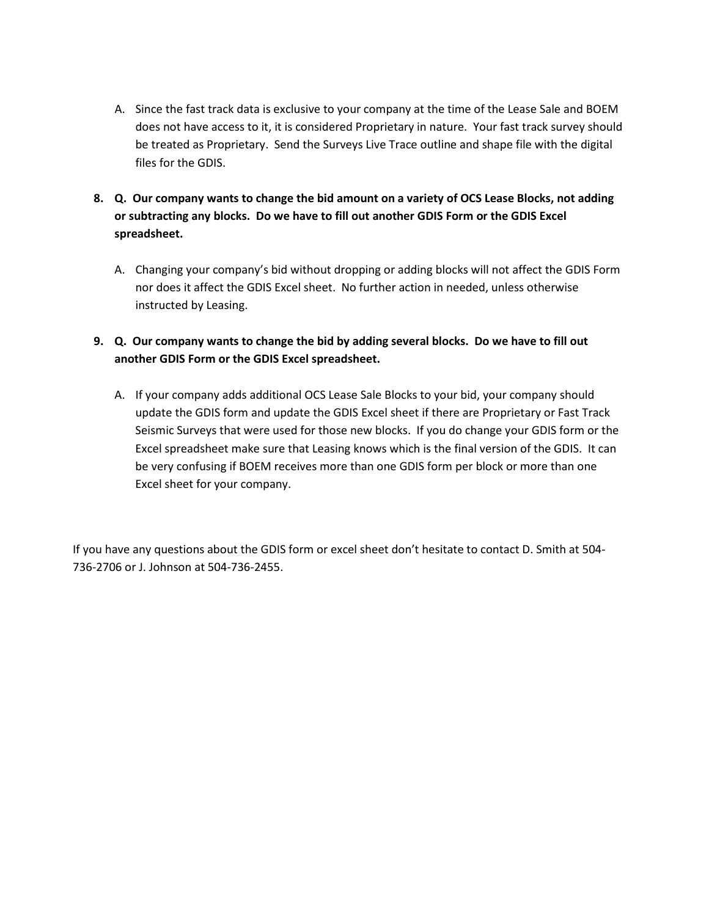A. Since the fast track data is exclusive to your company at the time of the Lease Sale and BOEM does not have access to it, it is considered Proprietary in nature. Your fast track survey should be treated as Proprietary. Send the Surveys Live Trace outline and shape file with the digital files for the GDIS.

**8. Q. Our company wants to change the bid amount on a variety of OCS Lease Blocks, not adding or subtracting any blocks. Do we have to fill out another GDIS Form or the GDIS Excel spreadsheet.**

A. Changing your company's bid without dropping or adding blocks will not affect the GDIS Form nor does it affect the GDIS Excel sheet. No further action in needed, unless otherwise instructed by Leasing.

**9. Q. Our company wants to change the bid by adding several blocks. Do we have to fill out another GDIS Form or the GDIS Excel spreadsheet.**

A. If your company adds additional OCS Lease Sale Blocks to your bid, your company should update the GDIS form and update the GDIS Excel sheet if there are Proprietary or Fast Track Seismic Surveys that were used for those new blocks. If you do change your GDIS form or the Excel spreadsheet make sure that Leasing knows which is the final version of the GDIS. It can be very confusing if BOEM receives more than one GDIS form per block or more than one Excel sheet for your company.

If you have any questions about the GDIS form or excel sheet don't hesitate to contact D. Smith at 504-736-2706 or J. Johnson at 504-736-2455.